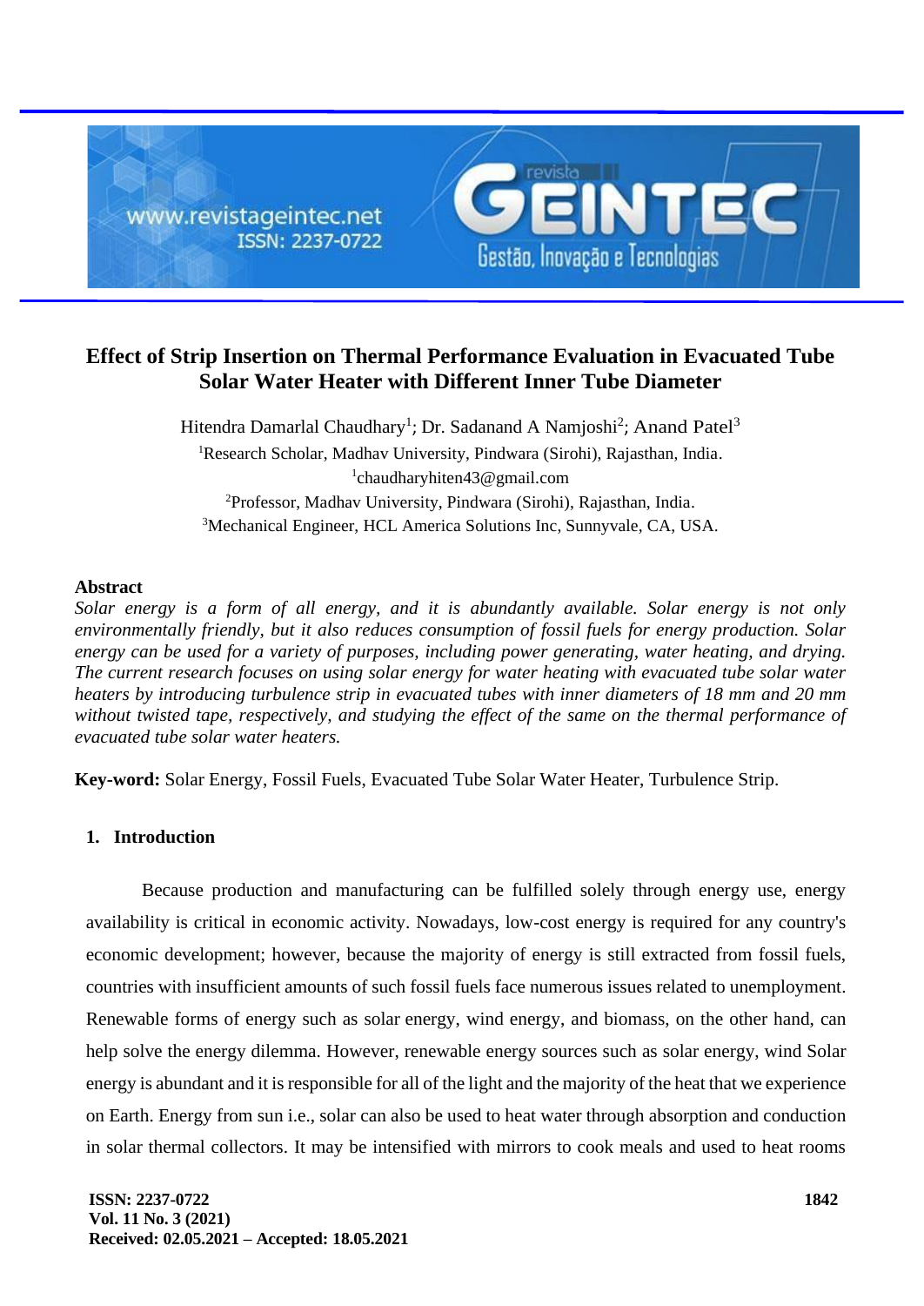# Effect of Strip Insertion on Thermal Performance Evaluation in Evacuated Tube Solar Water Heater with Different Inner Tube Diameter

Hitendra Damarlal Chaudhary[1]; Dr. Sadanand A Namjoshi[2]; Anand Patel[3]

[1]Research Scholar, Madhav University, Pindwara (Sirohi), Rajasthan, India.
[1]chaudharyhiten43@gmail.com
[2]Professor, Madhav University, Pindwara (Sirohi), Rajasthan, India.
[3]Mechanical Engineer, HCL America Solutions Inc, Sunnyvale, CA, USA.

## Abstract

*Solar energy is a form of all energy, and it is abundantly available. Solar energy is not only environmentally friendly, but it also reduces consumption of fossil fuels for energy production. Solar energy can be used for a variety of purposes, including power generating, water heating, and drying. The current research focuses on using solar energy for water heating with evacuated tube solar water heaters by introducing turbulence strip in evacuated tubes with inner diameters of 18 mm and 20 mm without twisted tape, respectively, and studying the effect of the same on the thermal performance of evacuated tube solar water heaters.*

**Key-word:** Solar Energy, Fossil Fuels, Evacuated Tube Solar Water Heater, Turbulence Strip.

## 1. Introduction

Because production and manufacturing can be fulfilled solely through energy use, energy availability is critical in economic activity. Nowadays, low-cost energy is required for any country's economic development; however, because the majority of energy is still extracted from fossil fuels, countries with insufficient amounts of such fossil fuels face numerous issues related to unemployment. Renewable forms of energy such as solar energy, wind energy, and biomass, on the other hand, can help solve the energy dilemma. However, renewable energy sources such as solar energy, wind Solar energy is abundant and it is responsible for all of the light and the majority of the heat that we experience on Earth. Energy from sun i.e., solar can also be used to heat water through absorption and conduction in solar thermal collectors. It may be intensified with mirrors to cook meals and used to heat rooms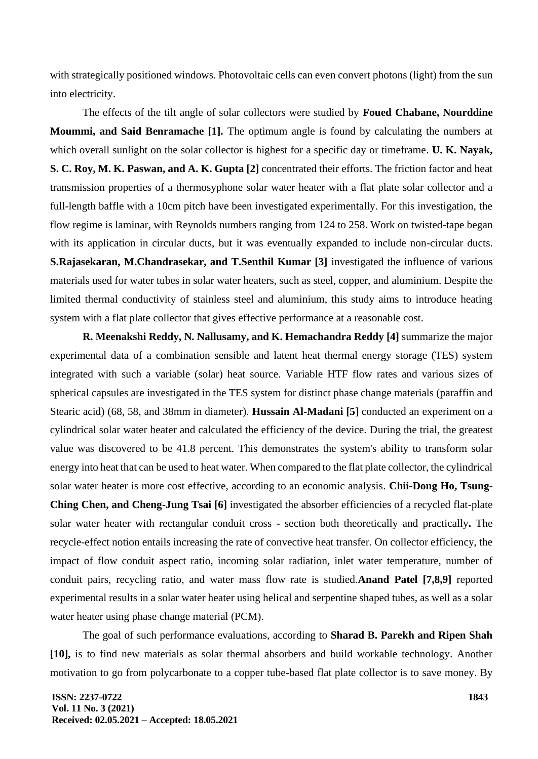with strategically positioned windows. Photovoltaic cells can even convert photons (light) from the sun into electricity.

The effects of the tilt angle of solar collectors were studied by **Foued Chabane, Nourddine Moummi, and Said Benramache [1].** The optimum angle is found by calculating the numbers at which overall sunlight on the solar collector is highest for a specific day or timeframe. **U. K. Nayak, S. C. Roy, M. K. Paswan, and A. K. Gupta [2]** concentrated their efforts. The friction factor and heat transmission properties of a thermosyphone solar water heater with a flat plate solar collector and a full-length baffle with a 10cm pitch have been investigated experimentally. For this investigation, the flow regime is laminar, with Reynolds numbers ranging from 124 to 258. Work on twisted-tape began with its application in circular ducts, but it was eventually expanded to include non-circular ducts. **S.Rajasekaran, M.Chandrasekar, and T.Senthil Kumar [3]** investigated the influence of various materials used for water tubes in solar water heaters, such as steel, copper, and aluminium. Despite the limited thermal conductivity of stainless steel and aluminium, this study aims to introduce heating system with a flat plate collector that gives effective performance at a reasonable cost.

**R. Meenakshi Reddy, N. Nallusamy, and K. Hemachandra Reddy [4]** summarize the major experimental data of a combination sensible and latent heat thermal energy storage (TES) system integrated with such a variable (solar) heat source. Variable HTF flow rates and various sizes of spherical capsules are investigated in the TES system for distinct phase change materials (paraffin and Stearic acid) (68, 58, and 38mm in diameter). **Hussain Al-Madani [5**] conducted an experiment on a cylindrical solar water heater and calculated the efficiency of the device. During the trial, the greatest value was discovered to be 41.8 percent. This demonstrates the system's ability to transform solar energy into heat that can be used to heat water. When compared to the flat plate collector, the cylindrical solar water heater is more cost effective, according to an economic analysis. **Chii-Dong Ho, Tsung-Ching Chen, and Cheng-Jung Tsai [6]** investigated the absorber efficiencies of a recycled flat-plate solar water heater with rectangular conduit cross - section both theoretically and practically**.** The recycle-effect notion entails increasing the rate of convective heat transfer. On collector efficiency, the impact of flow conduit aspect ratio, incoming solar radiation, inlet water temperature, number of conduit pairs, recycling ratio, and water mass flow rate is studied.**Anand Patel [7,8,9]** reported experimental results in a solar water heater using helical and serpentine shaped tubes, as well as a solar water heater using phase change material (PCM).

The goal of such performance evaluations, according to **Sharad B. Parekh and Ripen Shah [10],** is to find new materials as solar thermal absorbers and build workable technology. Another motivation to go from polycarbonate to a copper tube-based flat plate collector is to save money. By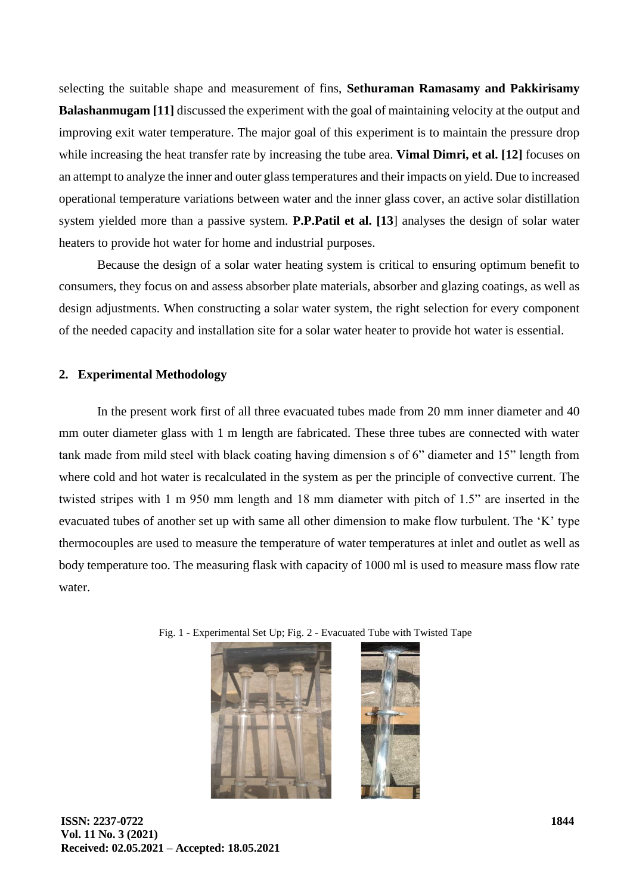selecting the suitable shape and measurement of fins, **Sethuraman Ramasamy and Pakkirisamy Balashanmugam [11]** discussed the experiment with the goal of maintaining velocity at the output and improving exit water temperature. The major goal of this experiment is to maintain the pressure drop while increasing the heat transfer rate by increasing the tube area. **Vimal Dimri, et al. [12]** focuses on an attempt to analyze the inner and outer glass temperatures and their impacts on yield. Due to increased operational temperature variations between water and the inner glass cover, an active solar distillation system yielded more than a passive system. **P.P.Patil et al. [13**] analyses the design of solar water heaters to provide hot water for home and industrial purposes.

Because the design of a solar water heating system is critical to ensuring optimum benefit to consumers, they focus on and assess absorber plate materials, absorber and glazing coatings, as well as design adjustments. When constructing a solar water system, the right selection for every component of the needed capacity and installation site for a solar water heater to provide hot water is essential.

## 2. Experimental Methodology

In the present work first of all three evacuated tubes made from 20 mm inner diameter and 40 mm outer diameter glass with 1 m length are fabricated. These three tubes are connected with water tank made from mild steel with black coating having dimension s of 6" diameter and 15" length from where cold and hot water is recalculated in the system as per the principle of convective current. The twisted stripes with 1 m 950 mm length and 18 mm diameter with pitch of 1.5" are inserted in the evacuated tubes of another set up with same all other dimension to make flow turbulent. The 'K' type thermocouples are used to measure the temperature of water temperatures at inlet and outlet as well as body temperature too. The measuring flask with capacity of 1000 ml is used to measure mass flow rate water.

Fig. 1 - Experimental Set Up; Fig. 2 - Evacuated Tube with Twisted Tape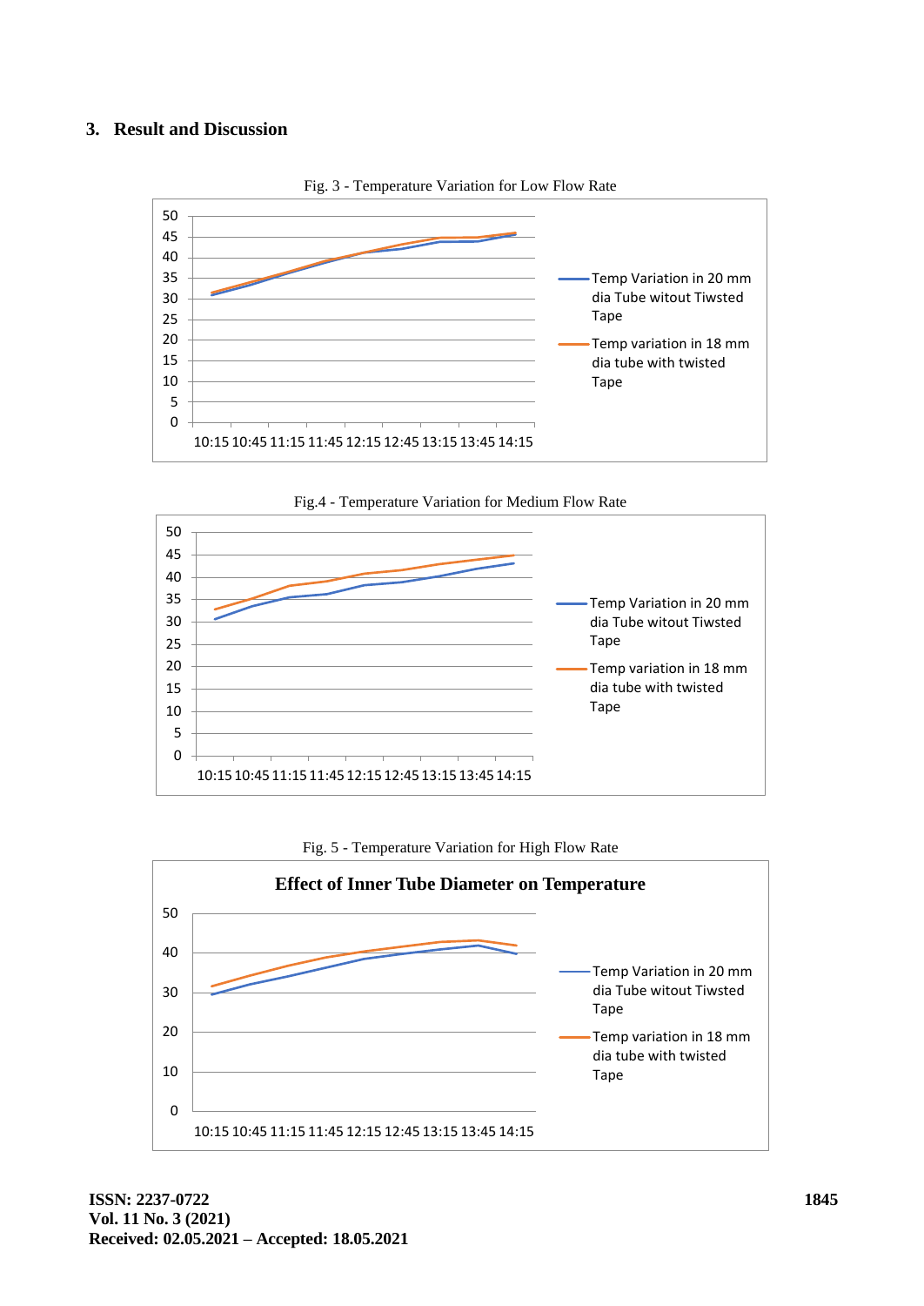## 3. Result and Discussion

Fig. 3 - Temperature Variation for Low Flow Rate

Fig.4 - Temperature Variation for Medium Flow Rate

Fig. 5 - Temperature Variation for High Flow Rate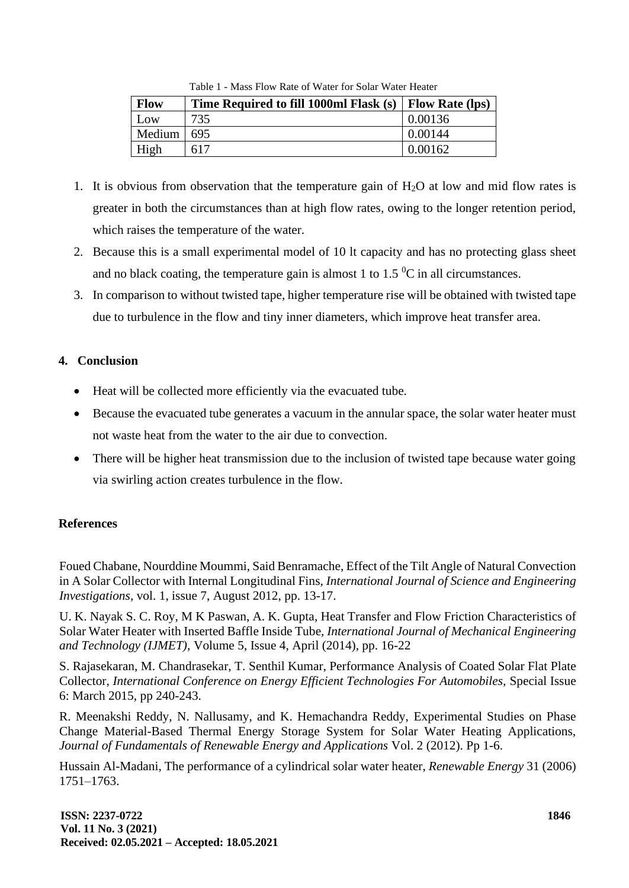Table 1 - Mass Flow Rate of Water for Solar Water Heater

| Flow | Time Required to fill 1000ml Flask (s) | Flow Rate (lps) |
|---|---|---|
| Low | 735 | 0.00136 |
| Medium | 695 | 0.00144 |
| High | 617 | 0.00162 |

1. It is obvious from observation that the temperature gain of $H_2O$ at low and mid flow rates is greater in both the circumstances than at high flow rates, owing to the longer retention period, which raises the temperature of the water.
2. Because this is a small experimental model of 10 lt capacity and has no protecting glass sheet and no black coating, the temperature gain is almost 1 to 1.5 $^0$C in all circumstances.
3. In comparison to without twisted tape, higher temperature rise will be obtained with twisted tape due to turbulence in the flow and tiny inner diameters, which improve heat transfer area.

## 4. Conclusion

- Heat will be collected more efficiently via the evacuated tube.
- Because the evacuated tube generates a vacuum in the annular space, the solar water heater must not waste heat from the water to the air due to convection.
- There will be higher heat transmission due to the inclusion of twisted tape because water going via swirling action creates turbulence in the flow.

## References

Foued Chabane, Nourddine Moummi, Said Benramache, Effect of the Tilt Angle of Natural Convection in A Solar Collector with Internal Longitudinal Fins, *International Journal of Science and Engineering Investigations*, vol. 1, issue 7, August 2012, pp. 13-17.

U. K. Nayak S. C. Roy, M K Paswan, A. K. Gupta, Heat Transfer and Flow Friction Characteristics of Solar Water Heater with Inserted Baffle Inside Tube, *International Journal of Mechanical Engineering and Technology (IJMET)*, Volume 5, Issue 4, April (2014), pp. 16-22

S. Rajasekaran, M. Chandrasekar, T. Senthil Kumar, Performance Analysis of Coated Solar Flat Plate Collector, *International Conference on Energy Efficient Technologies For Automobiles*, Special Issue 6: March 2015, pp 240-243.

R. Meenakshi Reddy, N. Nallusamy, and K. Hemachandra Reddy, Experimental Studies on Phase Change Material-Based Thermal Energy Storage System for Solar Water Heating Applications, *Journal of Fundamentals of Renewable Energy and Applications* Vol. 2 (2012). Pp 1-6.

Hussain Al-Madani, The performance of a cylindrical solar water heater, *Renewable Energy* 31 (2006) 1751–1763.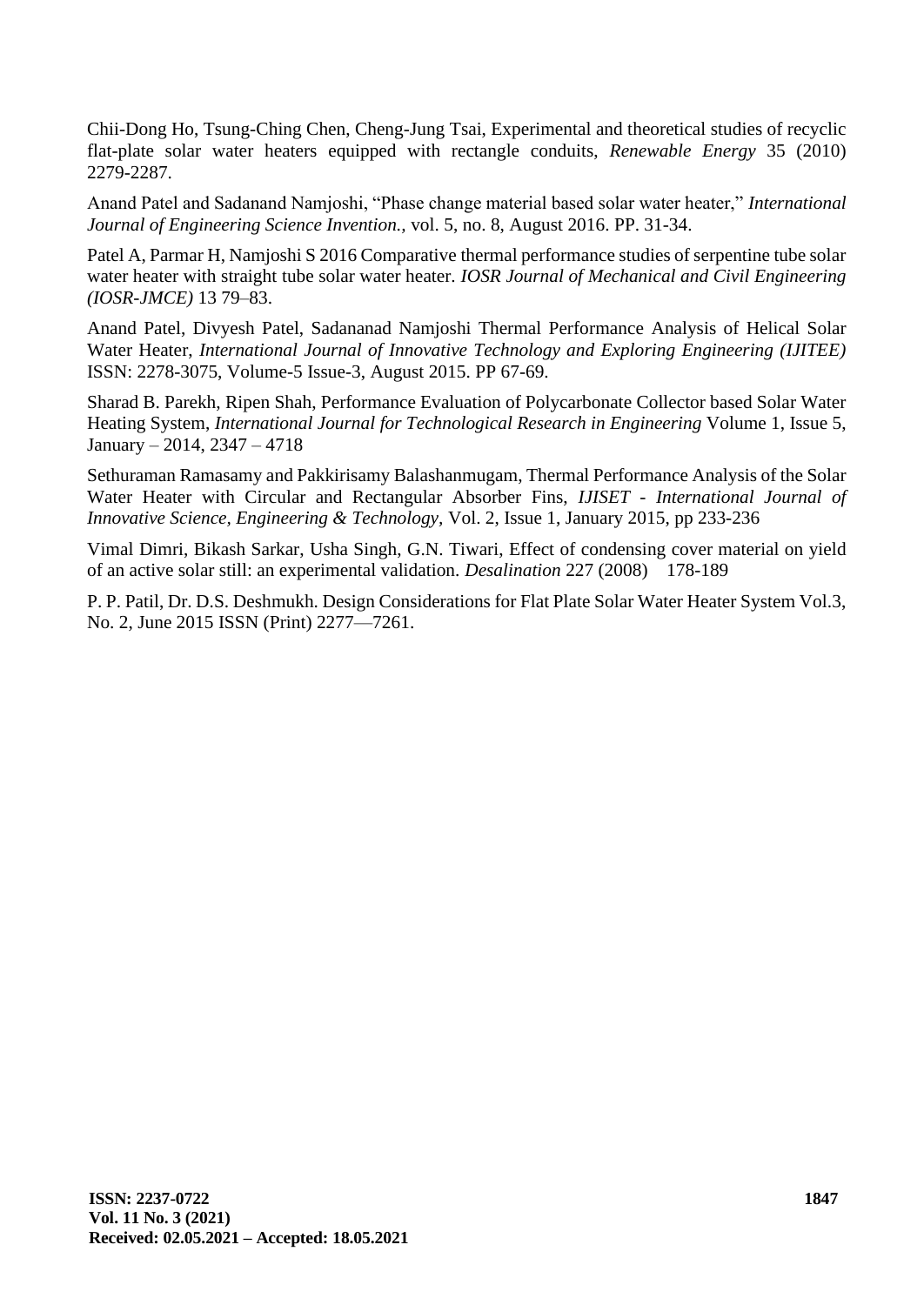Chii-Dong Ho, Tsung-Ching Chen, Cheng-Jung Tsai, Experimental and theoretical studies of recyclic flat-plate solar water heaters equipped with rectangle conduits, *Renewable Energy* 35 (2010) 2279-2287.

Anand Patel and Sadanand Namjoshi, "Phase change material based solar water heater," *International Journal of Engineering Science Invention.*, vol. 5, no. 8, August 2016. PP. 31-34.

Patel A, Parmar H, Namjoshi S 2016 Comparative thermal performance studies of serpentine tube solar water heater with straight tube solar water heater. *IOSR Journal of Mechanical and Civil Engineering (IOSR-JMCE)* 13 79–83.

Anand Patel, Divyesh Patel, Sadananad Namjoshi Thermal Performance Analysis of Helical Solar Water Heater, *International Journal of Innovative Technology and Exploring Engineering (IJITEE)* ISSN: 2278-3075, Volume-5 Issue-3, August 2015. PP 67-69.

Sharad B. Parekh, Ripen Shah, Performance Evaluation of Polycarbonate Collector based Solar Water Heating System, *International Journal for Technological Research in Engineering* Volume 1, Issue 5, January – 2014, 2347 – 4718

Sethuraman Ramasamy and Pakkirisamy Balashanmugam, Thermal Performance Analysis of the Solar Water Heater with Circular and Rectangular Absorber Fins, *IJISET - International Journal of Innovative Science, Engineering & Technology*, Vol. 2, Issue 1, January 2015, pp 233-236

Vimal Dimri, Bikash Sarkar, Usha Singh, G.N. Tiwari, Effect of condensing cover material on yield of an active solar still: an experimental validation. *Desalination* 227 (2008) 178-189

P. P. Patil, Dr. D.S. Deshmukh. Design Considerations for Flat Plate Solar Water Heater System Vol.3, No. 2, June 2015 ISSN (Print) 2277—7261.